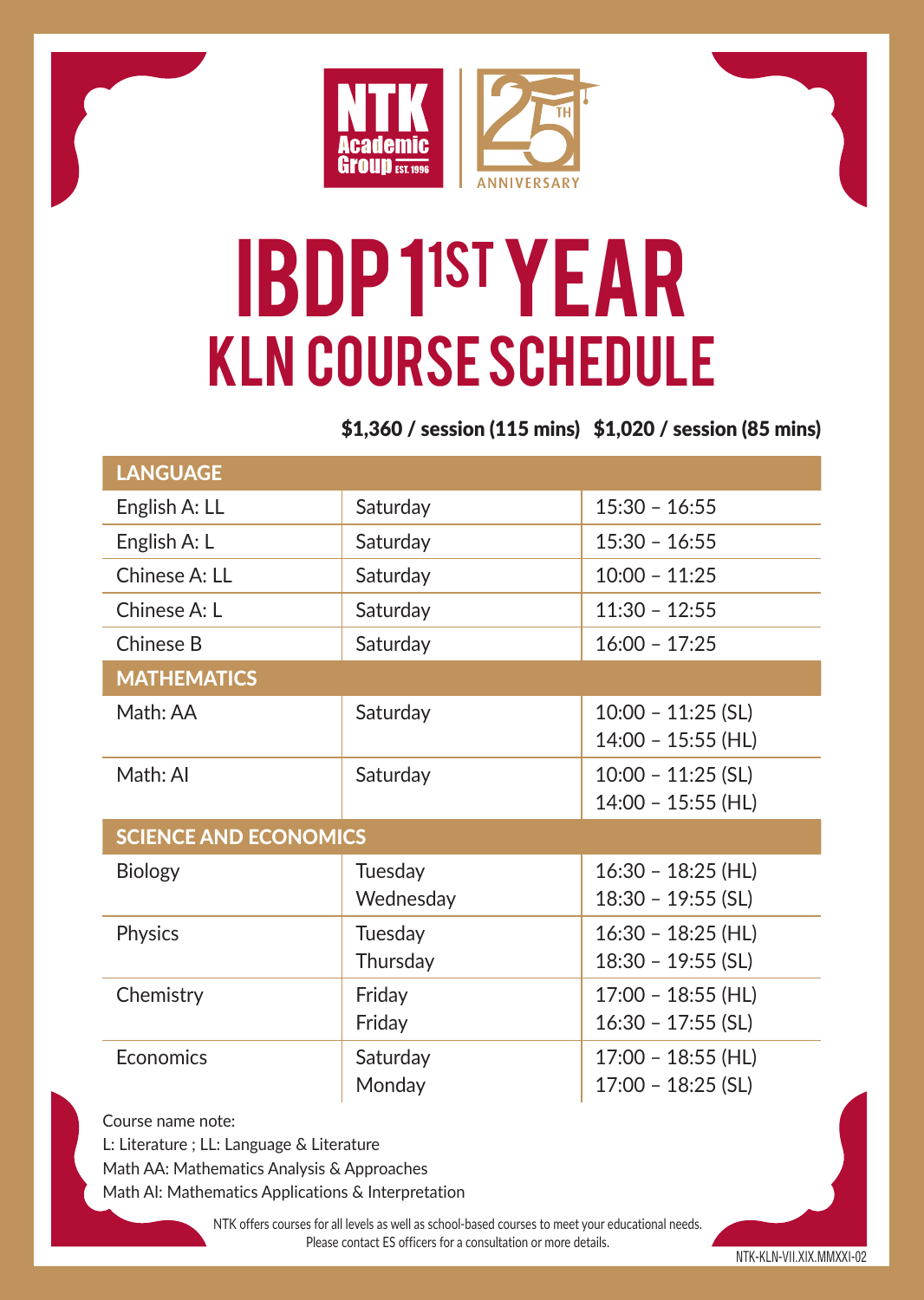NTK Academic Group EST. 1996

25TH ANNIVERSARY

# IBDP 1ST YEAR

## KLN COURSE SCHEDULE

**$1,360 / session (115 mins)   $1,020 / session (85 mins)**

| LANGUAGE | | |
|---|---|---|
| English A: LL | Saturday | 15:30 – 16:55 |
| English A: L | Saturday | 15:30 – 16:55 |
| Chinese A: LL | Saturday | 10:00 – 11:25 |
| Chinese A: L | Saturday | 11:30 – 12:55 |
| Chinese B | Saturday | 16:00 – 17:25 |
| **MATHEMATICS** | | |
| Math: AA | Saturday | 10:00 – 11:25 (SL)<br>14:00 – 15:55 (HL) |
| Math: AI | Saturday | 10:00 – 11:25 (SL)<br>14:00 – 15:55 (HL) |
| **SCIENCE AND ECONOMICS** | | |
| Biology | Tuesday<br>Wednesday | 16:30 – 18:25 (HL)<br>18:30 – 19:55 (SL) |
| Physics | Tuesday<br>Thursday | 16:30 – 18:25 (HL)<br>18:30 – 19:55 (SL) |
| Chemistry | Friday<br>Friday | 17:00 – 18:55 (HL)<br>16:30 – 17:55 (SL) |
| Economics | Saturday<br>Monday | 17:00 – 18:55 (HL)<br>17:00 – 18:25 (SL) |

Course name note:
L: Literature ; LL: Language & Literature
Math AA: Mathematics Analysis & Approaches
Math AI: Mathematics Applications & Interpretation

NTK offers courses for all levels as well as school-based courses to meet your educational needs.
Please contact ES officers for a consultation or more details.

NTK-KLN-VII.XIX.MMXXI-02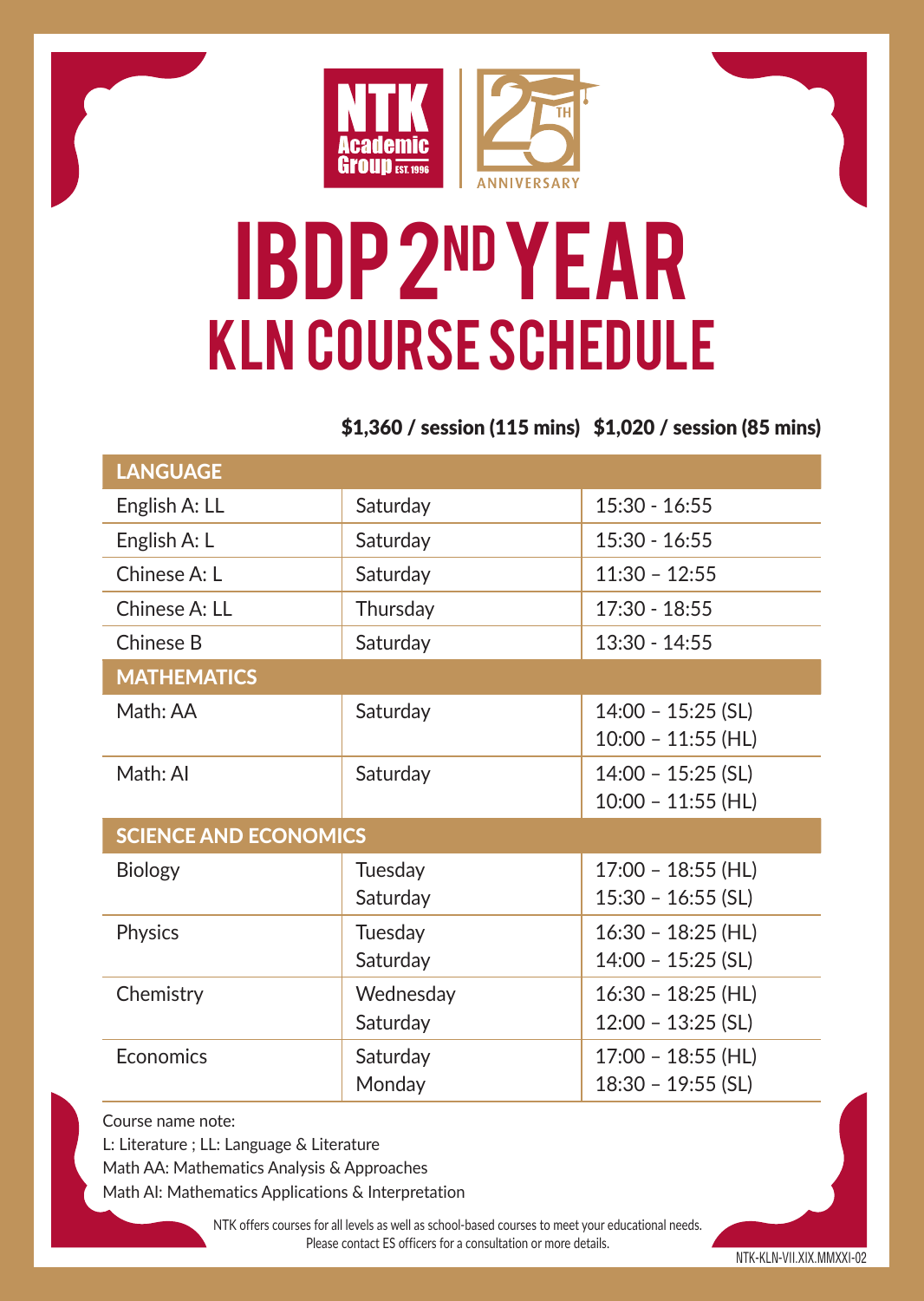NTK Academic Group EST. 1996

25TH ANNIVERSARY

# IBDP 2ND YEAR

## KLN COURSE SCHEDULE

**$1,360 / session (115 mins)   $1,020 / session (85 mins)**

| LANGUAGE | | |
|---|---|---|
| English A: LL | Saturday | 15:30 - 16:55 |
| English A: L | Saturday | 15:30 - 16:55 |
| Chinese A: L | Saturday | 11:30 – 12:55 |
| Chinese A: LL | Thursday | 17:30 - 18:55 |
| Chinese B | Saturday | 13:30 - 14:55 |
| **MATHEMATICS** | | |
| Math: AA | Saturday | 14:00 – 15:25 (SL)<br>10:00 – 11:55 (HL) |
| Math: AI | Saturday | 14:00 – 15:25 (SL)<br>10:00 – 11:55 (HL) |
| **SCIENCE AND ECONOMICS** | | |
| Biology | Tuesday<br>Saturday | 17:00 – 18:55 (HL)<br>15:30 – 16:55 (SL) |
| Physics | Tuesday<br>Saturday | 16:30 – 18:25 (HL)<br>14:00 – 15:25 (SL) |
| Chemistry | Wednesday<br>Saturday | 16:30 – 18:25 (HL)<br>12:00 – 13:25 (SL) |
| Economics | Saturday<br>Monday | 17:00 – 18:55 (HL)<br>18:30 – 19:55 (SL) |

Course name note:
L: Literature ; LL: Language & Literature
Math AA: Mathematics Analysis & Approaches
Math AI: Mathematics Applications & Interpretation

NTK offers courses for all levels as well as school-based courses to meet your educational needs.
Please contact ES officers for a consultation or more details.

NTK-KLN-VII.XIX.MMXXI-02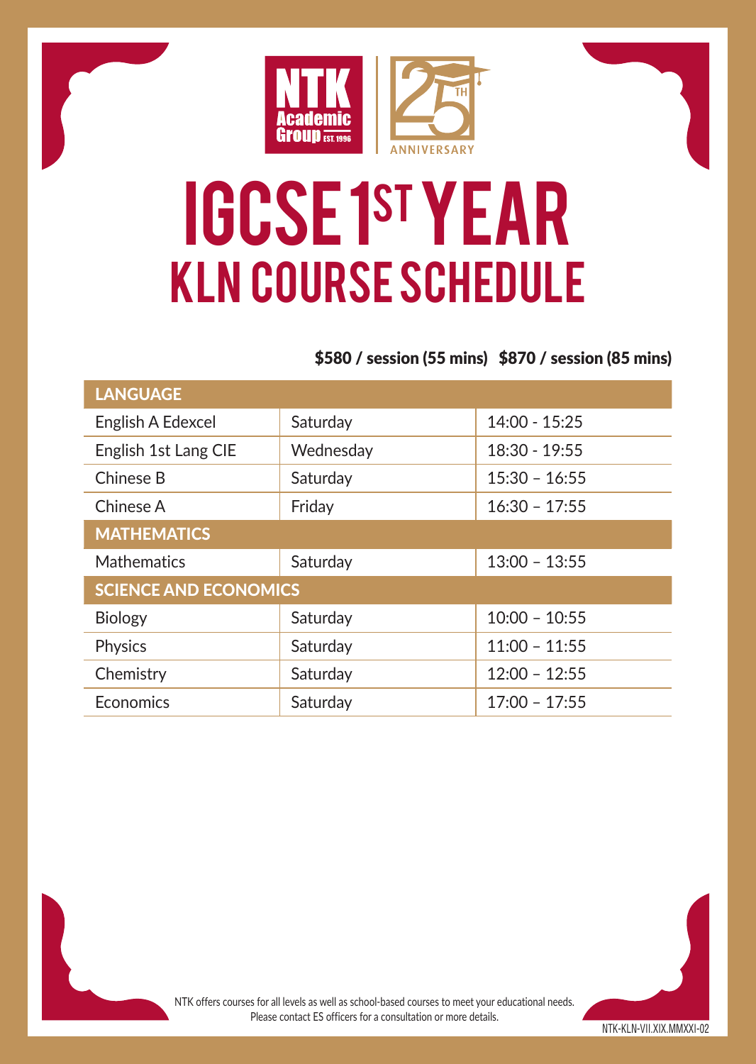NTK Academic Group EST. 1996

25TH ANNIVERSARY

# IGCSE 1ST YEAR

## KLN COURSE SCHEDULE

**$580 / session (55 mins)   $870 / session (85 mins)**

| LANGUAGE | | |
|---|---|---|
| English A Edexcel | Saturday | 14:00 - 15:25 |
| English 1st Lang CIE | Wednesday | 18:30 - 19:55 |
| Chinese B | Saturday | 15:30 – 16:55 |
| Chinese A | Friday | 16:30 – 17:55 |
| **MATHEMATICS** | | |
| Mathematics | Saturday | 13:00 – 13:55 |
| **SCIENCE AND ECONOMICS** | | |
| Biology | Saturday | 10:00 – 10:55 |
| Physics | Saturday | 11:00 – 11:55 |
| Chemistry | Saturday | 12:00 – 12:55 |
| Economics | Saturday | 17:00 – 17:55 |

NTK offers courses for all levels as well as school-based courses to meet your educational needs.
Please contact ES officers for a consultation or more details.

NTK-KLN-VII.XIX.MMXXI-02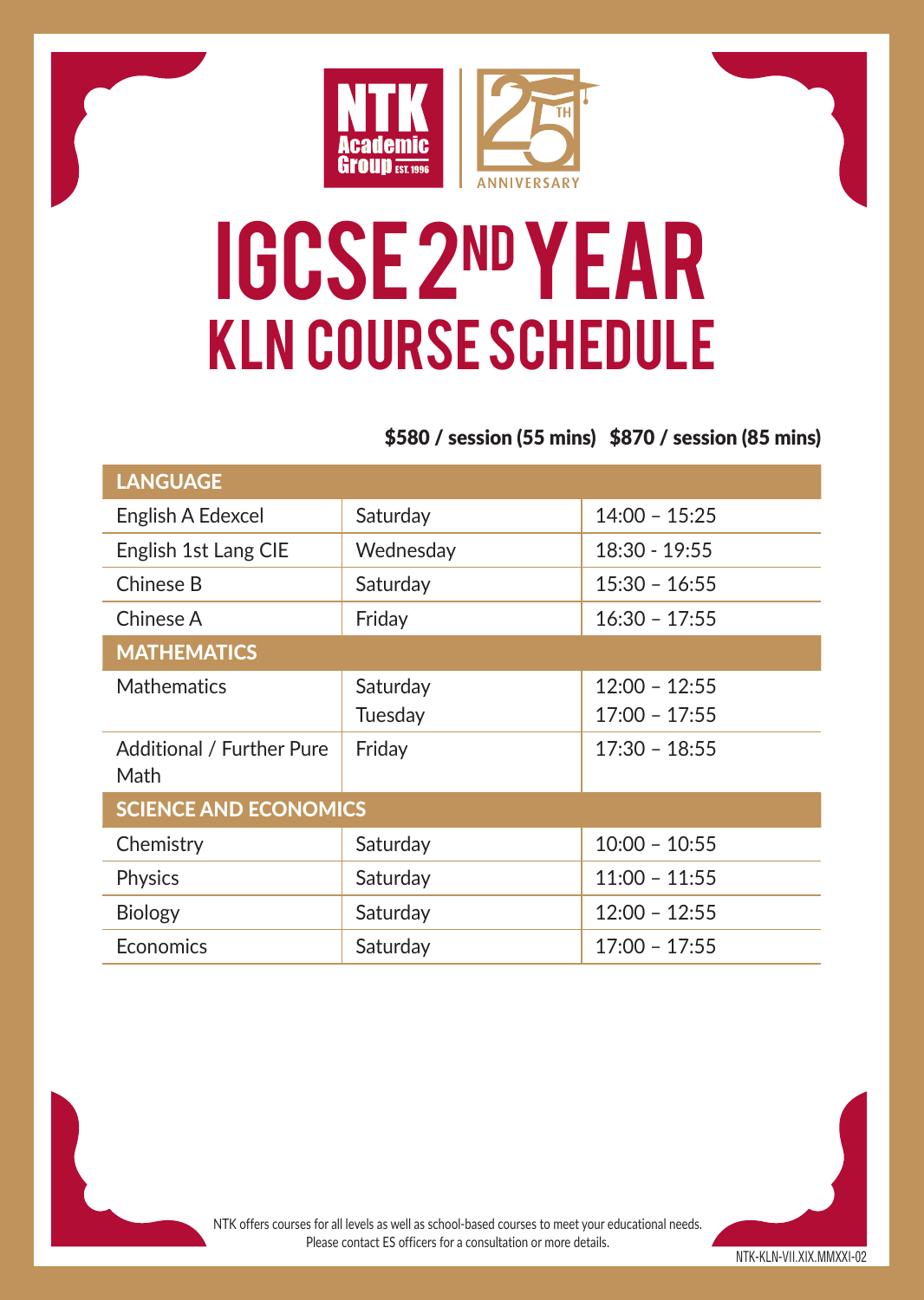# IGCSE 2ND YEAR

## KLN COURSE SCHEDULE

**$580 / session (55 mins)   $870 / session (85 mins)**

| LANGUAGE | | |
|---|---|---|
| English A Edexcel | Saturday | 14:00 – 15:25 |
| English 1st Lang CIE | Wednesday | 18:30 - 19:55 |
| Chinese B | Saturday | 15:30 – 16:55 |
| Chinese A | Friday | 16:30 – 17:55 |
| **MATHEMATICS** | | |
| Mathematics | Saturday<br>Tuesday | 12:00 – 12:55<br>17:00 – 17:55 |
| Additional / Further Pure Math | Friday | 17:30 – 18:55 |
| **SCIENCE AND ECONOMICS** | | |
| Chemistry | Saturday | 10:00 – 10:55 |
| Physics | Saturday | 11:00 – 11:55 |
| Biology | Saturday | 12:00 – 12:55 |
| Economics | Saturday | 17:00 – 17:55 |

NTK offers courses for all levels as well as school-based courses to meet your educational needs.
Please contact ES officers for a consultation or more details.

NTK-KLN-VII.XIX.MMXXI-02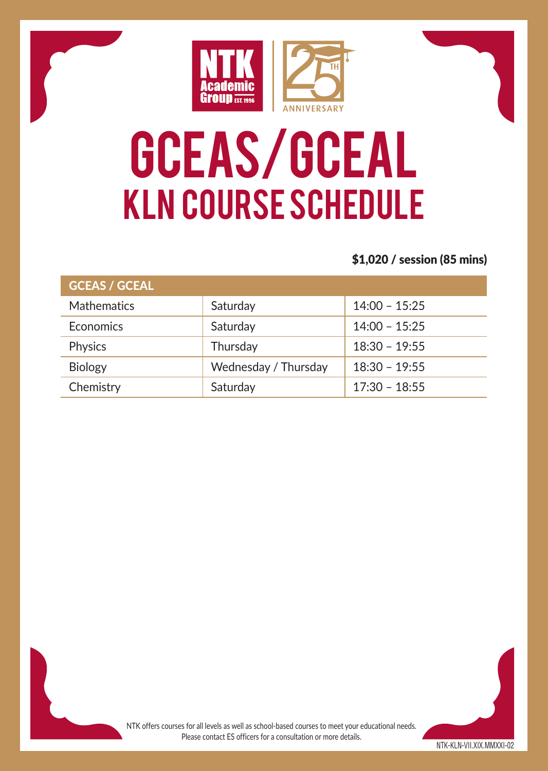NTK Academic Group EST. 1996

25TH ANNIVERSARY

# GCEAS/GCEAL

## KLN COURSE SCHEDULE

**$1,020 / session (85 mins)**

| GCEAS / GCEAL | | |
|---|---|---|
| Mathematics | Saturday | 14:00 – 15:25 |
| Economics | Saturday | 14:00 – 15:25 |
| Physics | Thursday | 18:30 – 19:55 |
| Biology | Wednesday / Thursday | 18:30 – 19:55 |
| Chemistry | Saturday | 17:30 – 18:55 |

NTK offers courses for all levels as well as school-based courses to meet your educational needs.
Please contact ES officers for a consultation or more details.

NTK-KLN-VII.XIX.MMXXI-02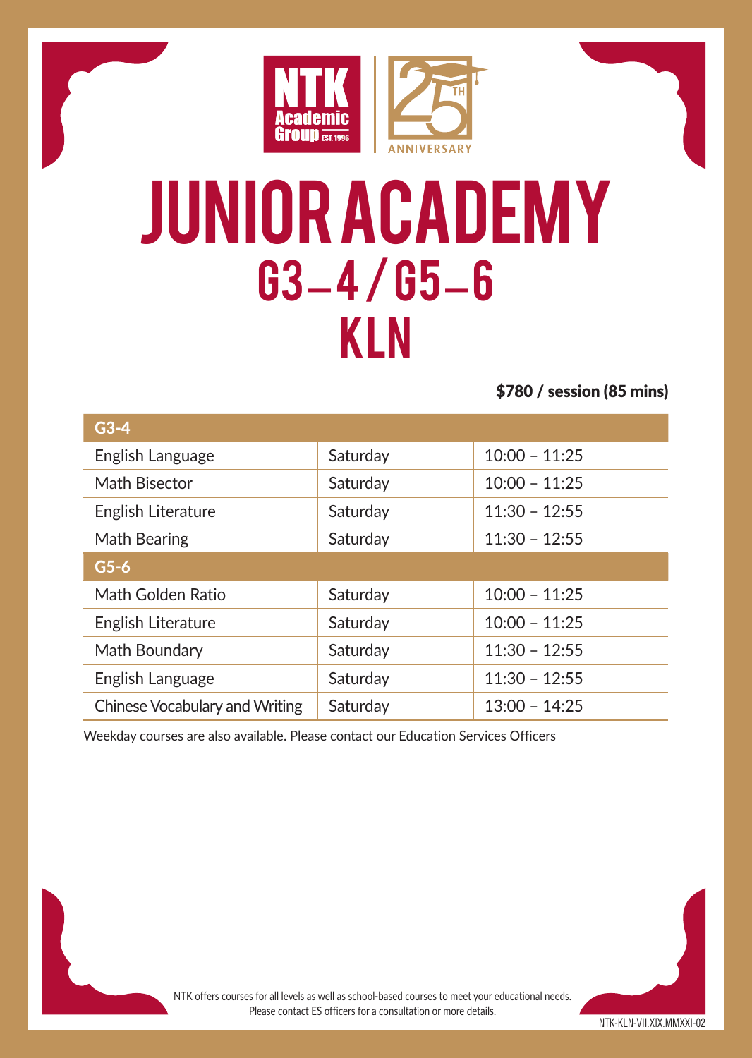NTK Academic Group EST. 1996

25TH ANNIVERSARY

# JUNIOR ACADEMY

## G3–4 / G5–6

## KLN

**$780 / session (85 mins)**

| G3-4 | | |
|---|---|---|
| English Language | Saturday | 10:00 – 11:25 |
| Math Bisector | Saturday | 10:00 – 11:25 |
| English Literature | Saturday | 11:30 – 12:55 |
| Math Bearing | Saturday | 11:30 – 12:55 |
| **G5-6** | | |
| Math Golden Ratio | Saturday | 10:00 – 11:25 |
| English Literature | Saturday | 10:00 – 11:25 |
| Math Boundary | Saturday | 11:30 – 12:55 |
| English Language | Saturday | 11:30 – 12:55 |
| Chinese Vocabulary and Writing | Saturday | 13:00 – 14:25 |

Weekday courses are also available. Please contact our Education Services Officers

NTK offers courses for all levels as well as school-based courses to meet your educational needs.
Please contact ES officers for a consultation or more details.

NTK-KLN-VII.XIX.MMXXI-02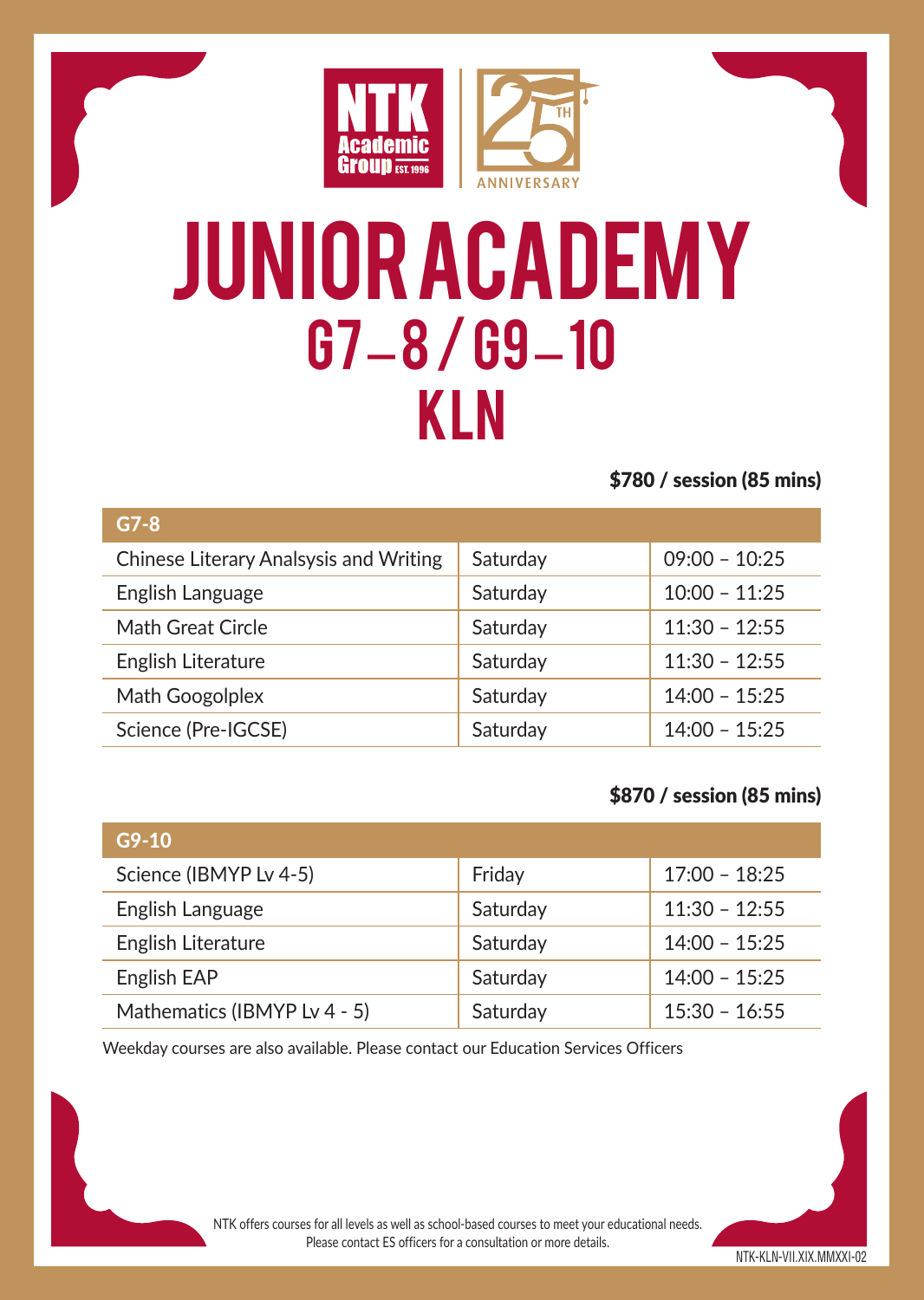NTK Academic Group EST. 1996

25TH ANNIVERSARY

# JUNIOR ACADEMY

## G7–8 / G9–10

## KLN

**$780 / session (85 mins)**

| G7-8 | | |
|---|---|---|
| Chinese Literary Analysis and Writing | Saturday | 09:00 – 10:25 |
| English Language | Saturday | 10:00 – 11:25 |
| Math Great Circle | Saturday | 11:30 – 12:55 |
| English Literature | Saturday | 11:30 – 12:55 |
| Math Googolplex | Saturday | 14:00 – 15:25 |
| Science (Pre-IGCSE) | Saturday | 14:00 – 15:25 |

**$870 / session (85 mins)**

| G9-10 | | |
|---|---|---|
| Science (IBMYP Lv 4-5) | Friday | 17:00 – 18:25 |
| English Language | Saturday | 11:30 – 12:55 |
| English Literature | Saturday | 14:00 – 15:25 |
| English EAP | Saturday | 14:00 – 15:25 |
| Mathematics (IBMYP Lv 4 - 5) | Saturday | 15:30 – 16:55 |

Weekday courses are also available. Please contact our Education Services Officers

NTK offers courses for all levels as well as school-based courses to meet your educational needs.
Please contact ES officers for a consultation or more details.

NTK-KLN-VII.XIX.MMXXI-02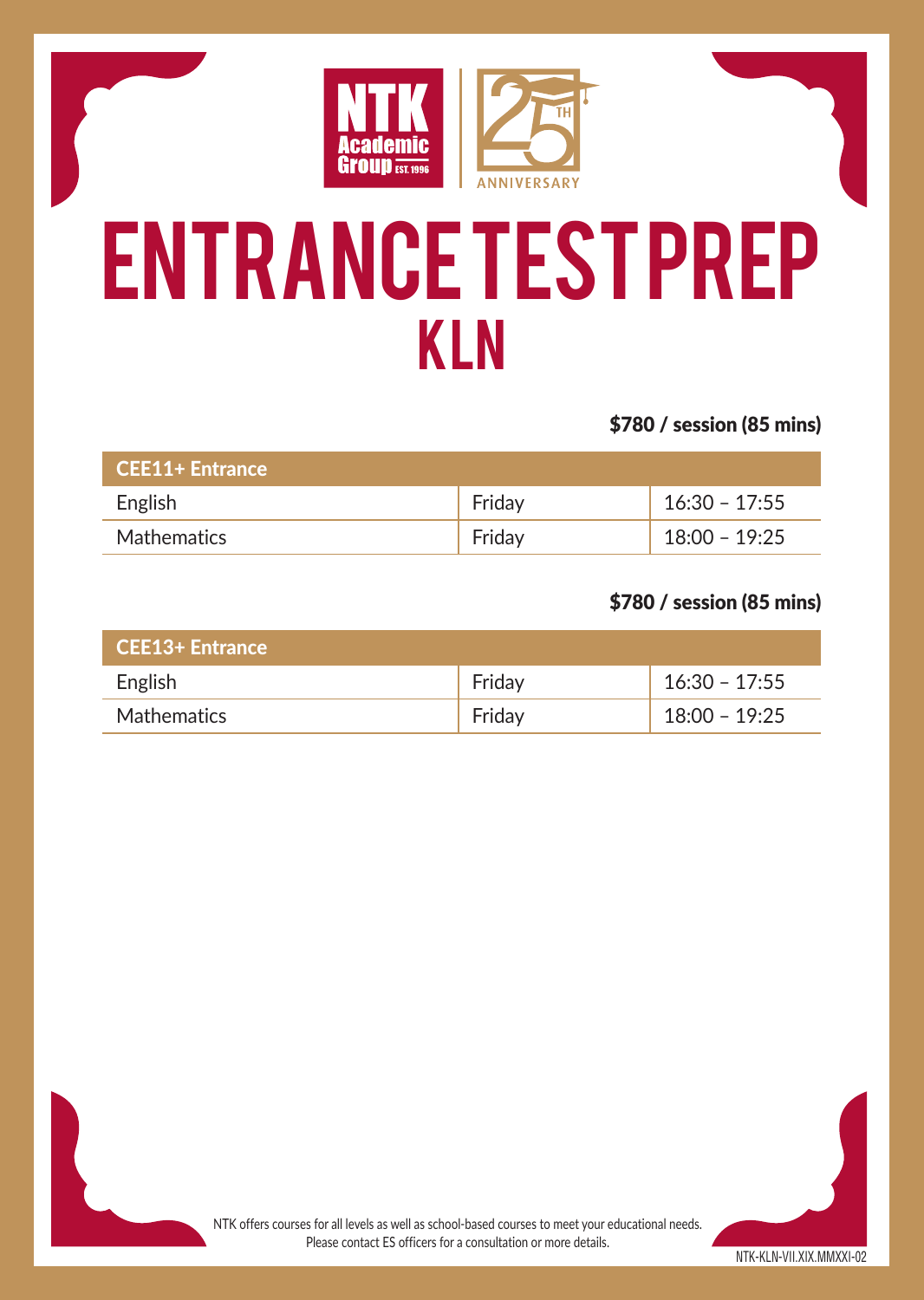NTK Academic Group EST. 1996

25TH ANNIVERSARY

# ENTRANCE TEST PREP

## KLN

**$780 / session (85 mins)**

| CEE11+ Entrance | | |
|---|---|---|
| English | Friday | 16:30 – 17:55 |
| Mathematics | Friday | 18:00 – 19:25 |

**$780 / session (85 mins)**

| CEE13+ Entrance | | |
|---|---|---|
| English | Friday | 16:30 – 17:55 |
| Mathematics | Friday | 18:00 – 19:25 |

NTK offers courses for all levels as well as school-based courses to meet your educational needs.
Please contact ES officers for a consultation or more details.

NTK-KLN-VII.XIX.MMXXI-02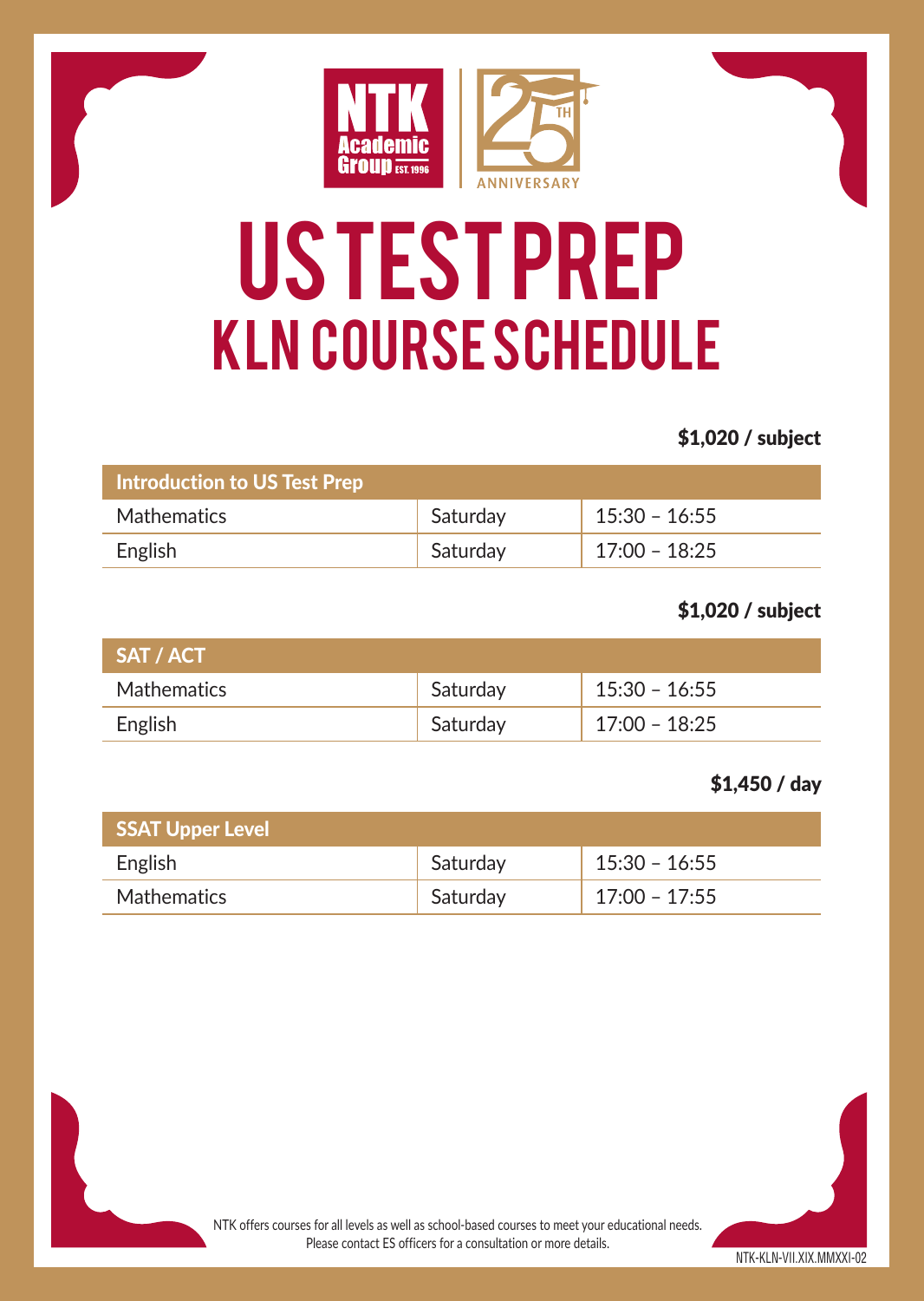NTK Academic Group EST. 1996

25TH ANNIVERSARY

# US TEST PREP

## KLN COURSE SCHEDULE

**$1,020 / subject**

| Introduction to US Test Prep | | |
|---|---|---|
| Mathematics | Saturday | 15:30 – 16:55 |
| English | Saturday | 17:00 – 18:25 |

**$1,020 / subject**

| SAT / ACT | | |
|---|---|---|
| Mathematics | Saturday | 15:30 – 16:55 |
| English | Saturday | 17:00 – 18:25 |

**$1,450 / day**

| SSAT Upper Level | | |
|---|---|---|
| English | Saturday | 15:30 – 16:55 |
| Mathematics | Saturday | 17:00 – 17:55 |

NTK offers courses for all levels as well as school-based courses to meet your educational needs.
Please contact ES officers for a consultation or more details.

NTK-KLN-VII.XIX.MMXXI-02